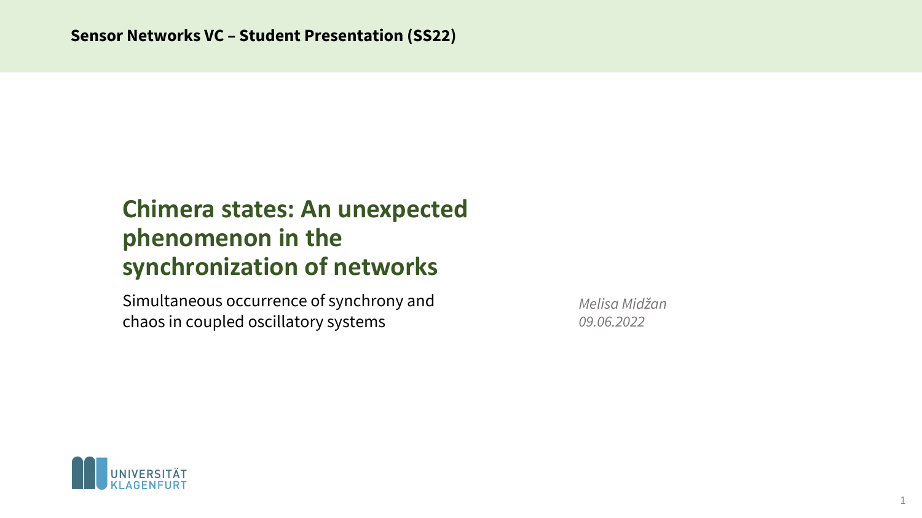Sensor Networks VC – Student Presentation (SS22)

# Chimera states: An unexpected phenomenon in the synchronization of networks

Simultaneous occurrence of synchrony and chaos in coupled oscillatory systems

*Melisa Midžan*
*09.06.2022*

UNIVERSITÄT KLAGENFURT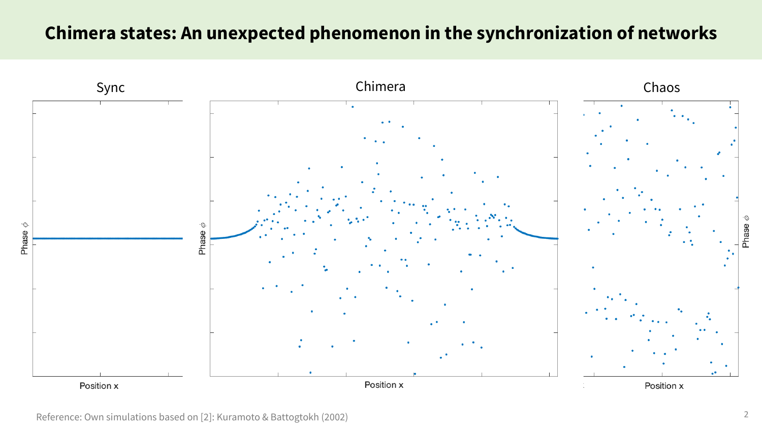# Chimera states: An unexpected phenomenon in the synchronization of networks

Sync

Chimera

Chaos

Phase $\phi$

Position x

Reference: Own simulations based on [2]: Kuramoto & Battogtokh (2002)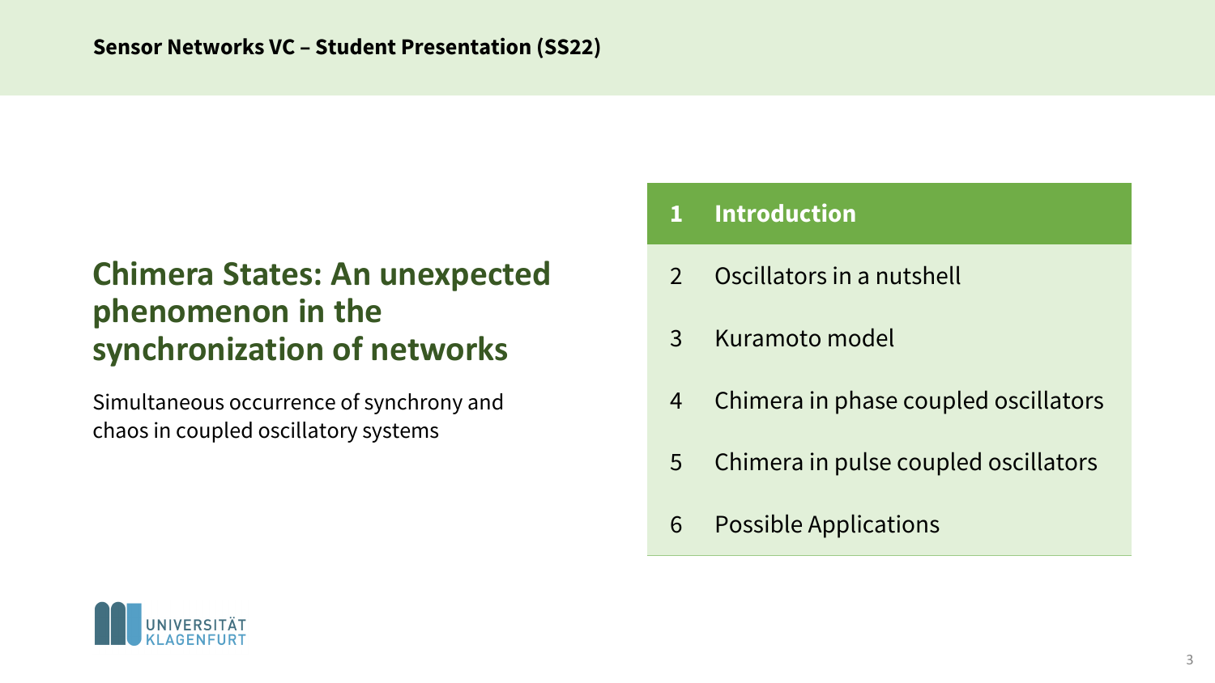# Chimera States: An unexpected phenomenon in the synchronization of networks

Simultaneous occurrence of synchrony and chaos in coupled oscillatory systems

1. **Introduction**
2. Oscillators in a nutshell
3. Kuramoto model
4. Chimera in phase coupled oscillators
5. Chimera in pulse coupled oscillators
6. Possible Applications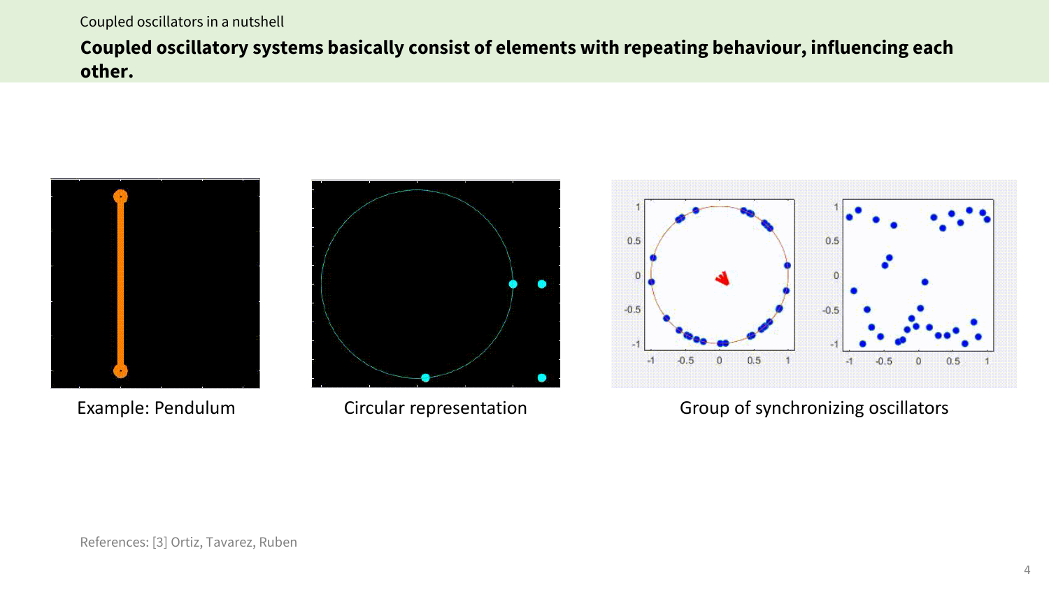Coupled oscillators in a nutshell

## Coupled oscillatory systems basically consist of elements with repeating behaviour, influencing each other.

Example: Pendulum

Circular representation

Group of synchronizing oscillators

References: [3] Ortiz, Tavarez, Ruben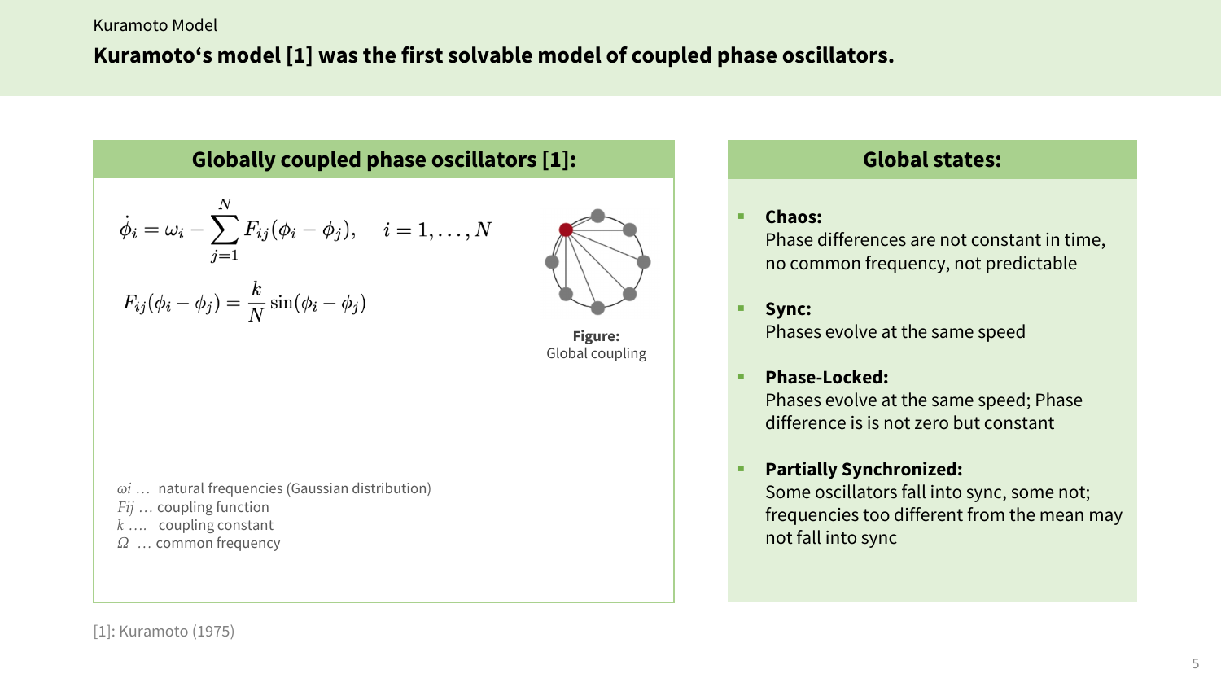Kuramoto Model

# Kuramoto's model [1] was the first solvable model of coupled phase oscillators.

## Globally coupled phase oscillators [1]:

$$\dot{\phi}_i = \omega_i - \sum_{j=1}^{N} F_{ij}(\phi_i - \phi_j), \quad i = 1, \ldots, N$$

$$F_{ij}(\phi_i - \phi_j) = \frac{k}{N} \sin(\phi_i - \phi_j)$$

**Figure:** Global coupling

$\omega i$ … natural frequencies (Gaussian distribution)
$Fij$ … coupling function
$k$ …. coupling constant
$\Omega$ … common frequency

## Global states:

- **Chaos:**
  Phase differences are not constant in time, no common frequency, not predictable
- **Sync:**
  Phases evolve at the same speed
- **Phase-Locked:**
  Phases evolve at the same speed; Phase difference is is not zero but constant
- **Partially Synchronized:**
  Some oscillators fall into sync, some not; frequencies too different from the mean may not fall into sync

[1]: Kuramoto (1975)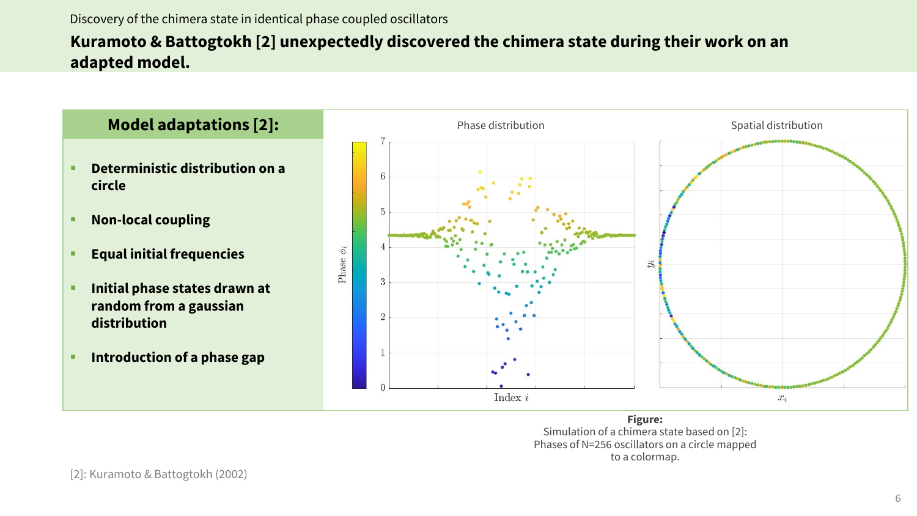Discovery of the chimera state in identical phase coupled oscillators

## Kuramoto & Battogtokh [2] unexpectedly discovered the chimera state during their work on an adapted model.

### Model adaptations [2]:

- **Deterministic distribution on a circle**
- **Non-local coupling**
- **Equal initial frequencies**
- **Initial phase states drawn at random from a gaussian distribution**
- **Introduction of a phase gap**

**Figure:**
Simulation of a chimera state based on [2]: Phases of N=256 oscillators on a circle mapped to a colormap.

[2]: Kuramoto & Battogtokh (2002)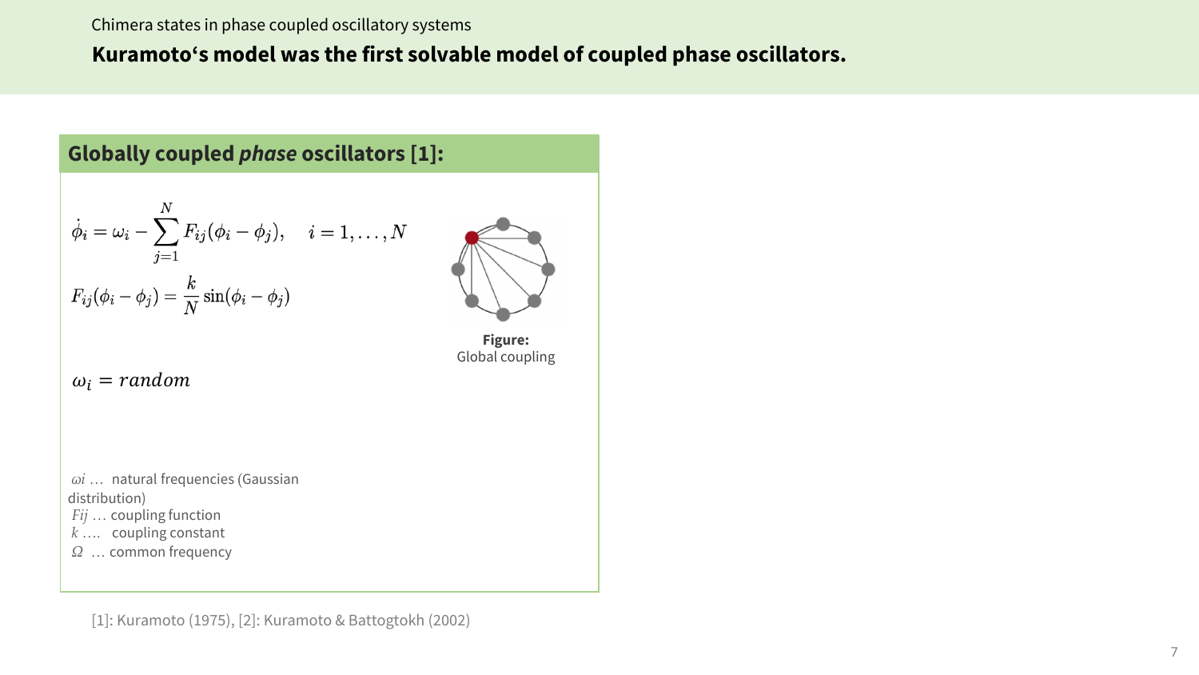Chimera states in phase coupled oscillatory systems

# Kuramoto's model was the first solvable model of coupled phase oscillators.

## Globally coupled *phase* oscillators [1]:

$$\dot{\phi}_i = \omega_i - \sum_{j=1}^{N} F_{ij}(\phi_i - \phi_j), \quad i = 1, \ldots, N$$

$$F_{ij}(\phi_i - \phi_j) = \frac{k}{N} \sin(\phi_i - \phi_j)$$

**Figure:** Global coupling

$$\omega_i = random$$

$\omega i$ … natural frequencies (Gaussian distribution)
$Fij$ … coupling function
$k$ …. coupling constant
$\Omega$ … common frequency

[1]: Kuramoto (1975), [2]: Kuramoto & Battogtokh (2002)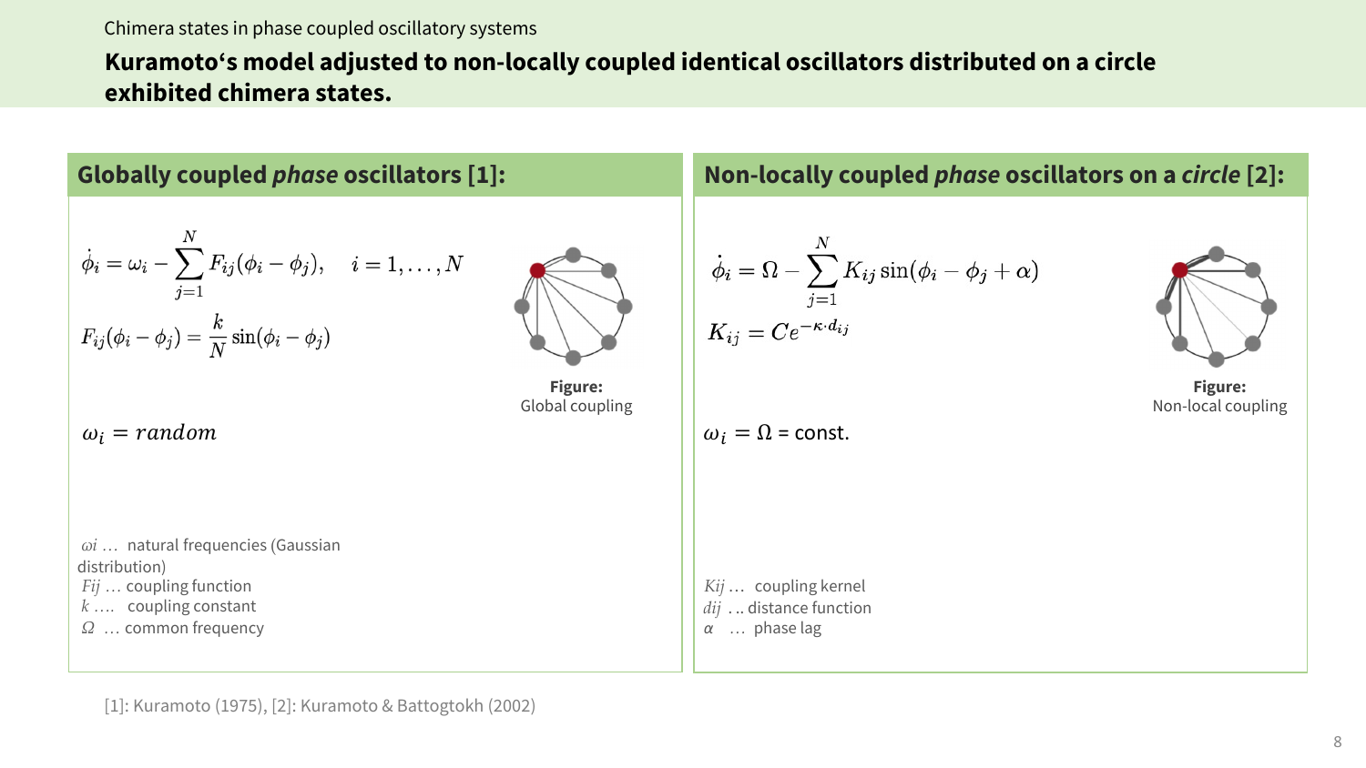Chimera states in phase coupled oscillatory systems

# Kuramoto's model adjusted to non-locally coupled identical oscillators distributed on a circle exhibited chimera states.

## Globally coupled *phase* oscillators [1]:

$$\dot{\phi}_i = \omega_i - \sum_{j=1}^{N} F_{ij}(\phi_i - \phi_j), \quad i = 1, \ldots, N$$

$$F_{ij}(\phi_i - \phi_j) = \frac{k}{N}\sin(\phi_i - \phi_j)$$

**Figure:**
Global coupling

$$\omega_i = random$$

$\omega i$ … natural frequencies (Gaussian distribution)
$Fij$ … coupling function
$k$ …. coupling constant
$\Omega$ … common frequency

## Non-locally coupled *phase* oscillators on a *circle* [2]:

$$\dot{\phi}_i = \Omega - \sum_{j=1}^{N} K_{ij}\sin(\phi_i - \phi_j + \alpha)$$

$$K_{ij} = Ce^{-\kappa \cdot d_{ij}}$$

**Figure:**
Non-local coupling

$\omega_i = \Omega$ = const.

$Kij$ … coupling kernel
$dij$ … distance function
$\alpha$ … phase lag

[1]: Kuramoto (1975), [2]: Kuramoto & Battogtokh (2002)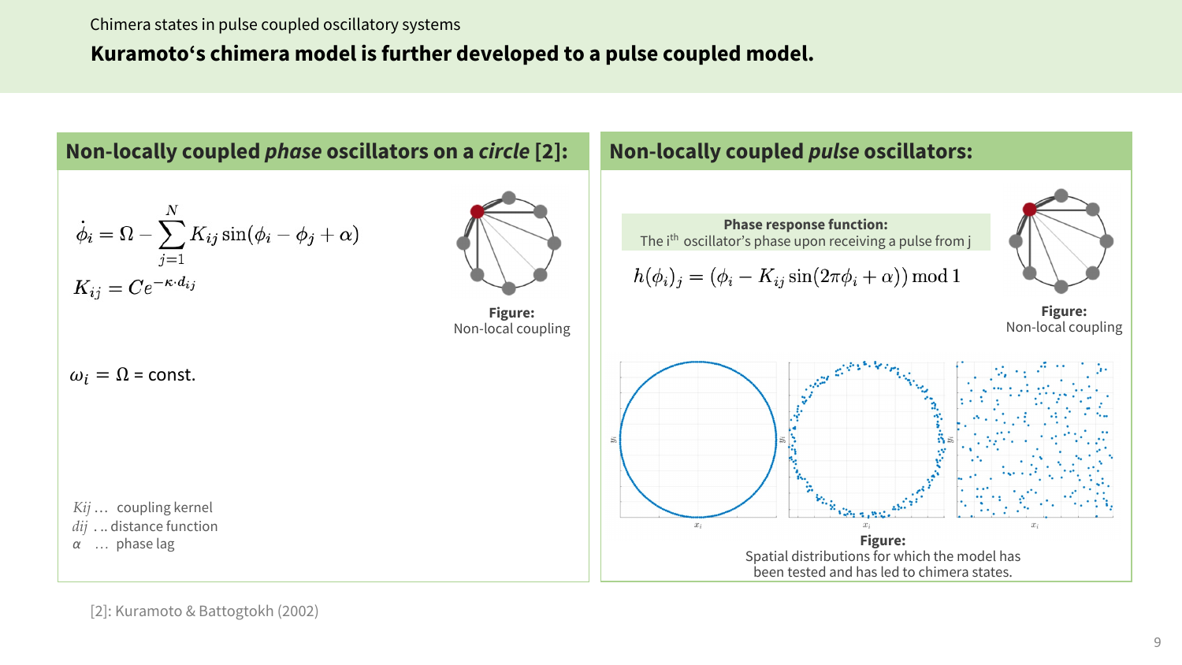Chimera states in pulse coupled oscillatory systems

# Kuramoto's chimera model is further developed to a pulse coupled model.

## Non-locally coupled *phase* oscillators on a *circle* [2]:

$$\dot{\phi}_i = \Omega - \sum_{j=1}^{N} K_{ij} \sin(\phi_i - \phi_j + \alpha)$$

$$K_{ij} = Ce^{-\kappa \cdot d_{ij}}$$

**Figure:** Non-local coupling

$\omega_i = \Omega$ = const.

$Kij$ … coupling kernel
$dij$ … distance function
$\alpha$ … phase lag

## Non-locally coupled *pulse* oscillators:

**Phase response function:**
The i[th] oscillator's phase upon receiving a pulse from j

$$h(\phi_i)_j = (\phi_i - K_{ij} \sin(2\pi\phi_i + \alpha)) \bmod 1$$

**Figure:** Non-local coupling

**Figure:** Spatial distributions for which the model has been tested and has led to chimera states.

[2]: Kuramoto & Battogtokh (2002)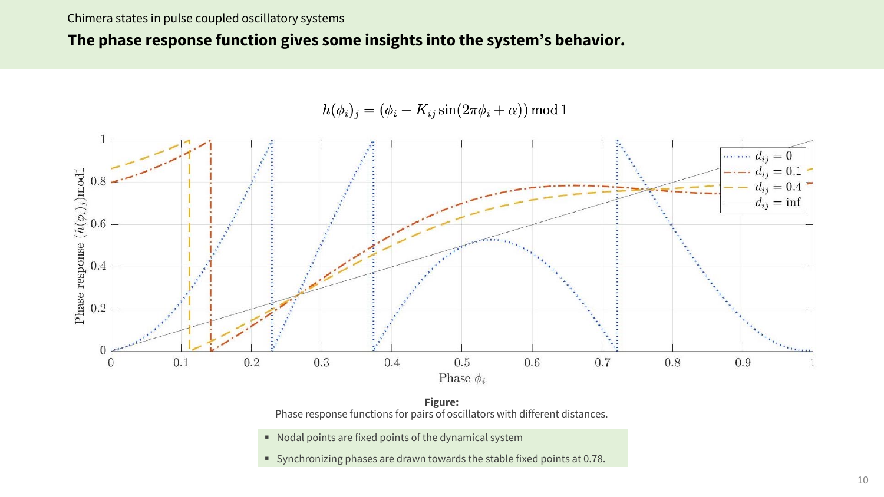Chimera states in pulse coupled oscillatory systems

## The phase response function gives some insights into the system's behavior.

$$h(\phi_i)_j = (\phi_i - K_{ij} \sin(2\pi\phi_i + \alpha)) \bmod 1$$

**Figure:**
Phase response functions for pairs of oscillators with different distances.

- Nodal points are fixed points of the dynamical system
- Synchronizing phases are drawn towards the stable fixed points at 0.78.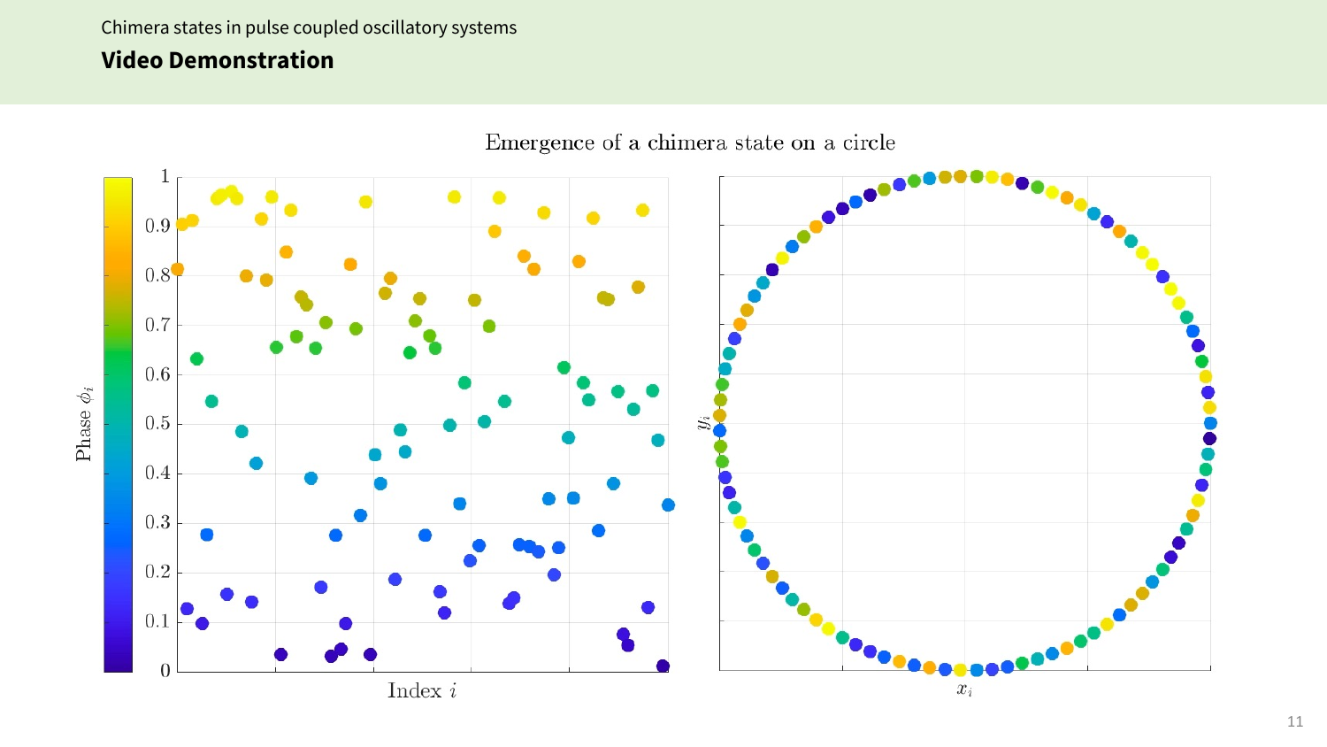## Video Demonstration

Emergence of a chimera state on a circle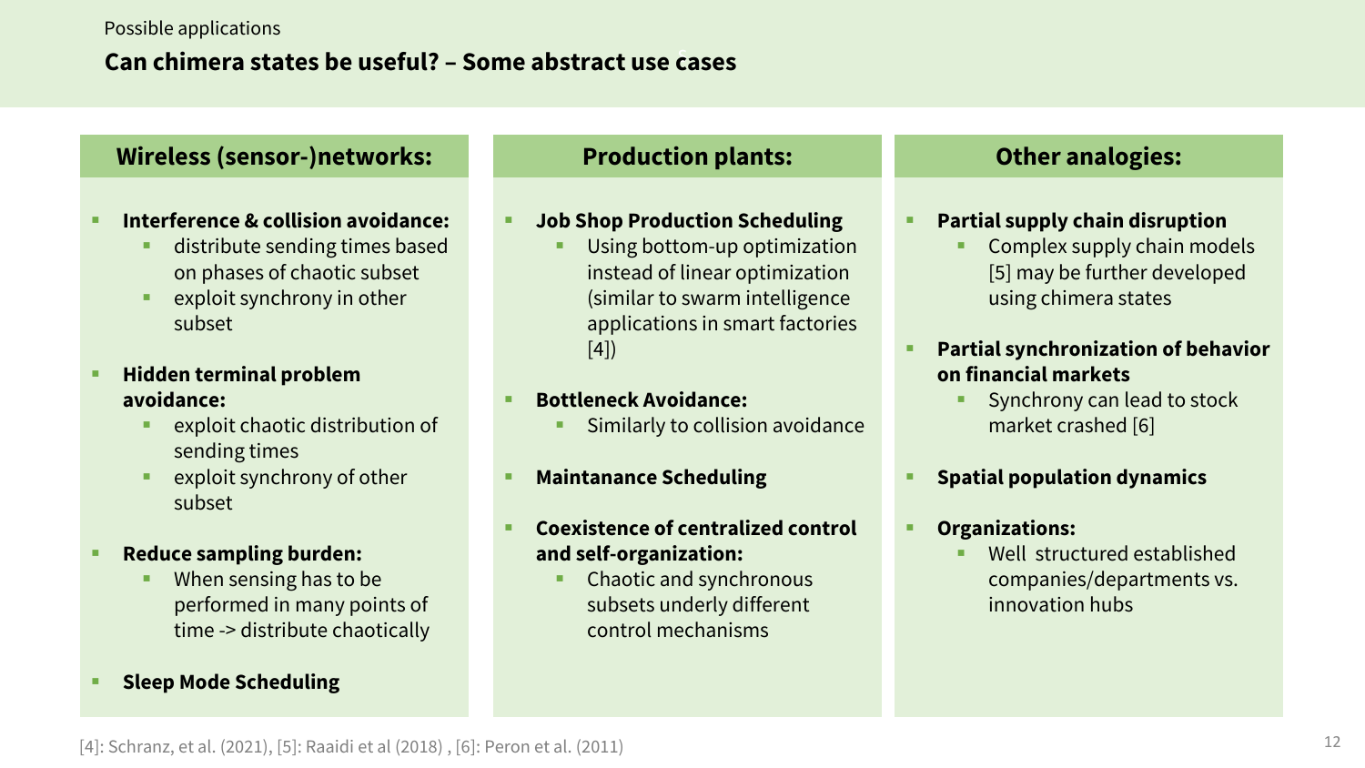Possible applications

# Can chimera states be useful? – Some abstract use cases

## Wireless (sensor-)networks:

- **Interference & collision avoidance:**
  - distribute sending times based on phases of chaotic subset
  - exploit synchrony in other subset
- **Hidden terminal problem avoidance:**
  - exploit chaotic distribution of sending times
  - exploit synchrony of other subset
- **Reduce sampling burden:**
  - When sensing has to be performed in many points of time -> distribute chaotically
- **Sleep Mode Scheduling**

## Production plants:

- **Job Shop Production Scheduling**
  - Using bottom-up optimization instead of linear optimization (similar to swarm intelligence applications in smart factories [4])
- **Bottleneck Avoidance:**
  - Similarly to collision avoidance
- **Maintanance Scheduling**
- **Coexistence of centralized control and self-organization:**
  - Chaotic and synchronous subsets underly different control mechanisms

## Other analogies:

- **Partial supply chain disruption**
  - Complex supply chain models [5] may be further developed using chimera states
- **Partial synchronization of behavior on financial markets**
  - Synchrony can lead to stock market crashed [6]
- **Spatial population dynamics**
- **Organizations:**
  - Well structured established companies/departments vs. innovation hubs

[4]: Schranz, et al. (2021), [5]: Raaidi et al (2018) , [6]: Peron et al. (2011)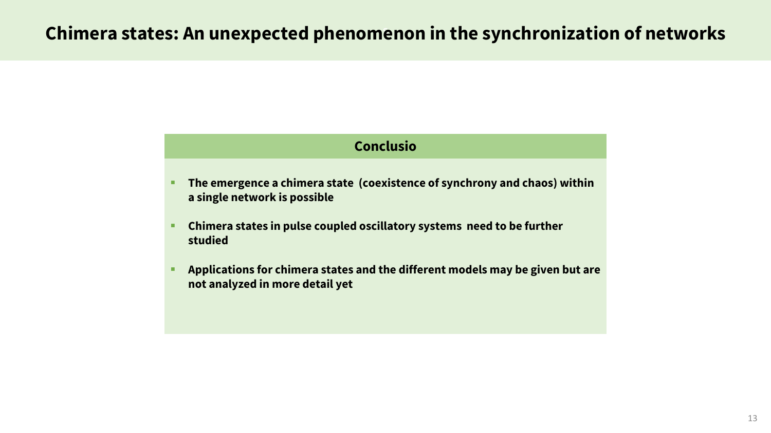# Chimera states: An unexpected phenomenon in the synchronization of networks

## Conclusio

- **The emergence a chimera state (coexistence of synchrony and chaos) within a single network is possible**
- **Chimera states in pulse coupled oscillatory systems need to be further studied**
- **Applications for chimera states and the different models may be given but are not analyzed in more detail yet**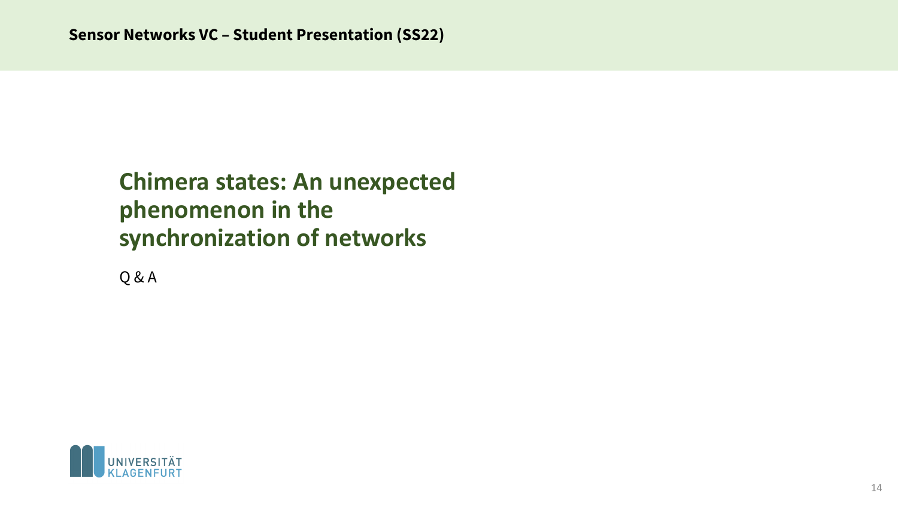# Chimera states: An unexpected phenomenon in the synchronization of networks

Q & A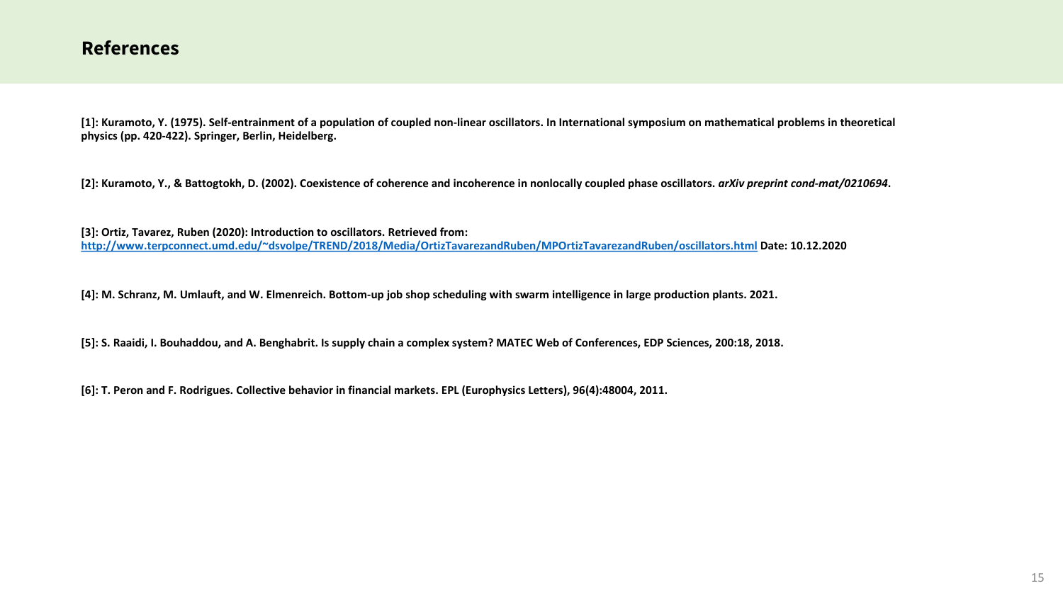## References

**[1]: Kuramoto, Y. (1975). Self-entrainment of a population of coupled non-linear oscillators. In International symposium on mathematical problems in theoretical physics (pp. 420-422). Springer, Berlin, Heidelberg.**

**[2]: Kuramoto, Y., & Battogtokh, D. (2002). Coexistence of coherence and incoherence in nonlocally coupled phase oscillators. *arXiv preprint cond-mat/0210694*.**

**[3]: Ortiz, Tavarez, Ruben (2020): Introduction to oscillators. Retrieved from: [http://www.terpconnect.umd.edu/~dsvolpe/TREND/2018/Media/OrtizTavarezandRuben/MPOrtizTavarezandRuben/oscillators.html](http://www.terpconnect.umd.edu/~dsvolpe/TREND/2018/Media/OrtizTavarezandRuben/MPOrtizTavarezandRuben/oscillators.html) Date: 10.12.2020**

**[4]: M. Schranz, M. Umlauft, and W. Elmenreich. Bottom-up job shop scheduling with swarm intelligence in large production plants. 2021.**

**[5]: S. Raaidi, I. Bouhaddou, and A. Benghabrit. Is supply chain a complex system? MATEC Web of Conferences, EDP Sciences, 200:18, 2018.**

**[6]: T. Peron and F. Rodrigues. Collective behavior in financial markets. EPL (Europhysics Letters), 96(4):48004, 2011.**